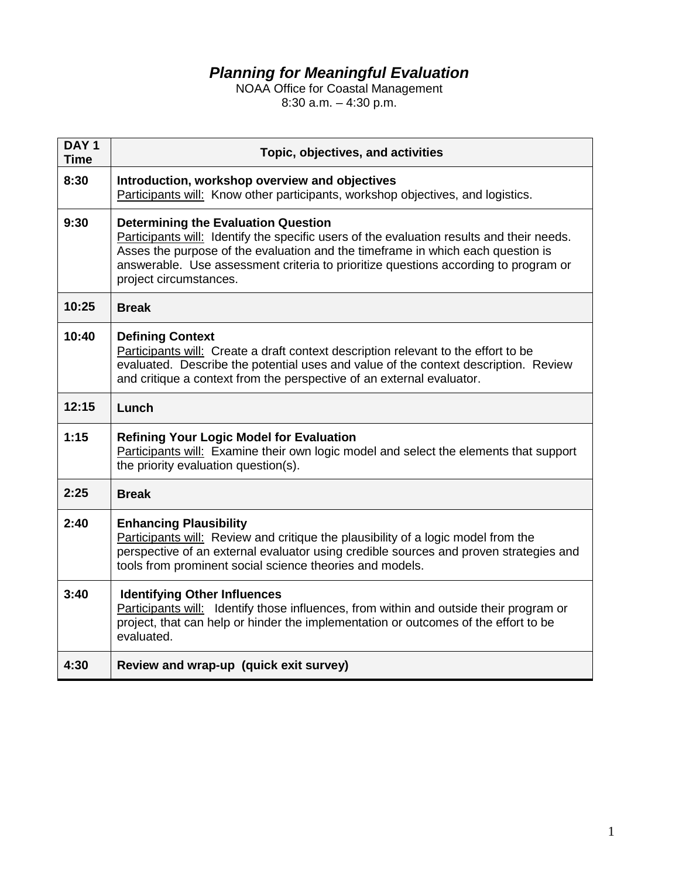# *Planning for Meaningful Evaluation*

NOAA Office for Coastal Management
8:30 a.m. – 4:30 p.m.

| DAY 1 Time | Topic, objectives, and activities |
|---|---|
| 8:30 | **Introduction, workshop overview and objectives**<br>Participants will: Know other participants, workshop objectives, and logistics. |
| 9:30 | **Determining the Evaluation Question**<br>Participants will: Identify the specific users of the evaluation results and their needs. Asses the purpose of the evaluation and the timeframe in which each question is answerable. Use assessment criteria to prioritize questions according to program or project circumstances. |
| 10:25 | **Break** |
| 10:40 | **Defining Context**<br>Participants will: Create a draft context description relevant to the effort to be evaluated. Describe the potential uses and value of the context description. Review and critique a context from the perspective of an external evaluator. |
| 12:15 | **Lunch** |
| 1:15 | **Refining Your Logic Model for Evaluation**<br>Participants will: Examine their own logic model and select the elements that support the priority evaluation question(s). |
| 2:25 | **Break** |
| 2:40 | **Enhancing Plausibility**<br>Participants will: Review and critique the plausibility of a logic model from the perspective of an external evaluator using credible sources and proven strategies and tools from prominent social science theories and models. |
| 3:40 | **Identifying Other Influences**<br>Participants will: Identify those influences, from within and outside their program or project, that can help or hinder the implementation or outcomes of the effort to be evaluated. |
| 4:30 | **Review and wrap-up (quick exit survey)** |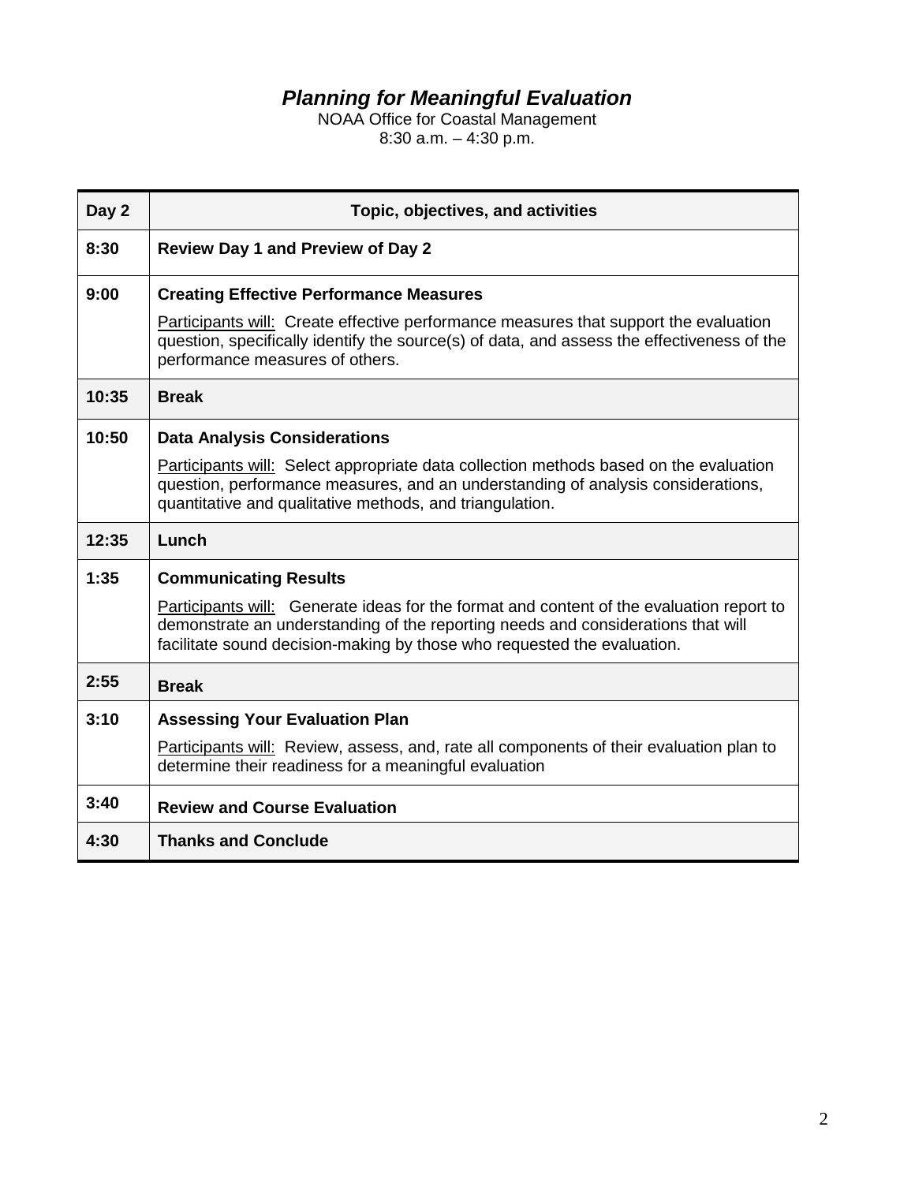# *Planning for Meaningful Evaluation*

NOAA Office for Coastal Management
8:30 a.m. – 4:30 p.m.

| Day 2 | Topic, objectives, and activities |
|---|---|
| 8:30 | **Review Day 1 and Preview of Day 2** |
| 9:00 | **Creating Effective Performance Measures**<br><br>Participants will: Create effective performance measures that support the evaluation question, specifically identify the source(s) of data, and assess the effectiveness of the performance measures of others. |
| 10:35 | **Break** |
| 10:50 | **Data Analysis Considerations**<br><br>Participants will: Select appropriate data collection methods based on the evaluation question, performance measures, and an understanding of analysis considerations, quantitative and qualitative methods, and triangulation. |
| 12:35 | **Lunch** |
| 1:35 | **Communicating Results**<br><br>Participants will: Generate ideas for the format and content of the evaluation report to demonstrate an understanding of the reporting needs and considerations that will facilitate sound decision-making by those who requested the evaluation. |
| 2:55 | **Break** |
| 3:10 | **Assessing Your Evaluation Plan**<br><br>Participants will: Review, assess, and, rate all components of their evaluation plan to determine their readiness for a meaningful evaluation |
| 3:40 | **Review and Course Evaluation** |
| 4:30 | **Thanks and Conclude** |